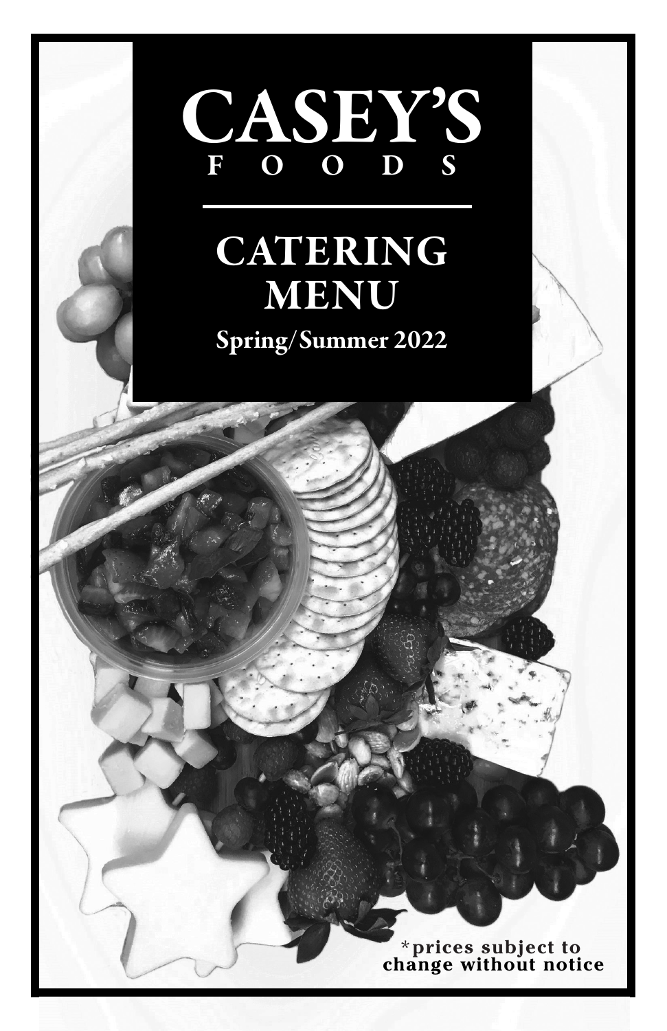# CASEY'S
## FOODS

# CATERING MENU

**Spring/Summer 2022**

*prices subject to change without notice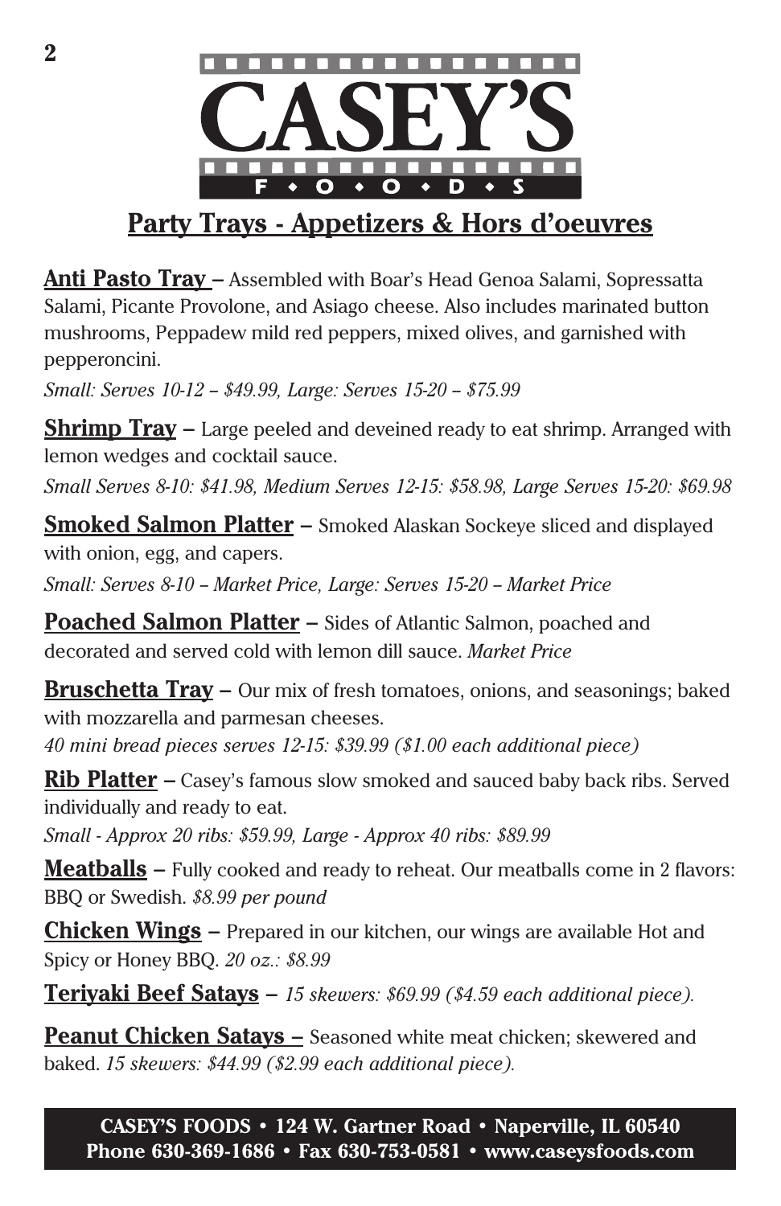# CASEY'S FOODS

## Party Trays - Appetizers & Hors d'oeuvres

**Anti Pasto Tray** – Assembled with Boar's Head Genoa Salami, Sopressatta Salami, Picante Provolone, and Asiago cheese. Also includes marinated button mushrooms, Peppadew mild red peppers, mixed olives, and garnished with pepperoncini.

*Small: Serves 10-12 – $49.99, Large: Serves 15-20 – $75.99*

**Shrimp Tray** – Large peeled and deveined ready to eat shrimp. Arranged with lemon wedges and cocktail sauce.

*Small Serves 8-10: $41.98, Medium Serves 12-15: $58.98, Large Serves 15-20: $69.98*

**Smoked Salmon Platter** – Smoked Alaskan Sockeye sliced and displayed with onion, egg, and capers.

*Small: Serves 8-10 – Market Price, Large: Serves 15-20 – Market Price*

**Poached Salmon Platter** – Sides of Atlantic Salmon, poached and decorated and served cold with lemon dill sauce. *Market Price*

**Bruschetta Tray** – Our mix of fresh tomatoes, onions, and seasonings; baked with mozzarella and parmesan cheeses.

*40 mini bread pieces serves 12-15: $39.99 ($1.00 each additional piece)*

**Rib Platter** – Casey's famous slow smoked and sauced baby back ribs. Served individually and ready to eat.

*Small - Approx 20 ribs: $59.99, Large - Approx 40 ribs: $89.99*

**Meatballs** – Fully cooked and ready to reheat. Our meatballs come in 2 flavors: BBQ or Swedish. *$8.99 per pound*

**Chicken Wings** – Prepared in our kitchen, our wings are available Hot and Spicy or Honey BBQ. *20 oz.: $8.99*

**Teriyaki Beef Satays** – *15 skewers: $69.99 ($4.59 each additional piece).*

**Peanut Chicken Satays** – Seasoned white meat chicken; skewered and baked. *15 skewers: $44.99 ($2.99 each additional piece).*

**CASEY'S FOODS • 124 W. Gartner Road • Naperville, IL 60540**
**Phone 630-369-1686 • Fax 630-753-0581 • www.caseysfoods.com**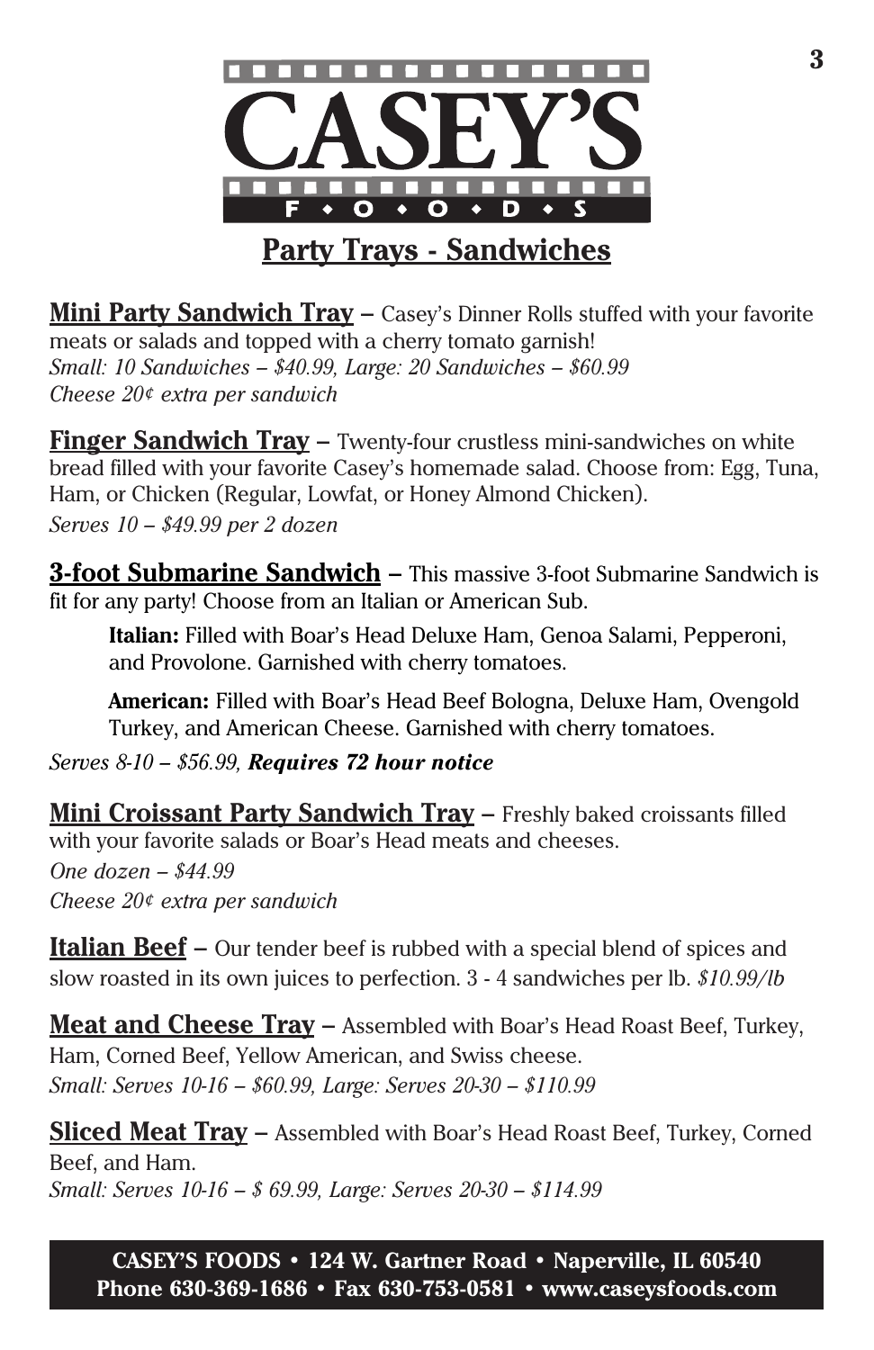# CASEY'S FOODS

## Party Trays - Sandwiches

**Mini Party Sandwich Tray** – Casey's Dinner Rolls stuffed with your favorite meats or salads and topped with a cherry tomato garnish!
*Small: 10 Sandwiches – $40.99, Large: 20 Sandwiches – $60.99*
*Cheese 20¢ extra per sandwich*

**Finger Sandwich Tray** – Twenty-four crustless mini-sandwiches on white bread filled with your favorite Casey's homemade salad. Choose from: Egg, Tuna, Ham, or Chicken (Regular, Lowfat, or Honey Almond Chicken).
*Serves 10 – $49.99 per 2 dozen*

**3-foot Submarine Sandwich** – This massive 3-foot Submarine Sandwich is fit for any party! Choose from an Italian or American Sub.

> **Italian:** Filled with Boar's Head Deluxe Ham, Genoa Salami, Pepperoni, and Provolone. Garnished with cherry tomatoes.
>
> **American:** Filled with Boar's Head Beef Bologna, Deluxe Ham, Ovengold Turkey, and American Cheese. Garnished with cherry tomatoes.

*Serves 8-10 – $56.99, **Requires 72 hour notice***

**Mini Croissant Party Sandwich Tray** – Freshly baked croissants filled with your favorite salads or Boar's Head meats and cheeses.
*One dozen – $44.99*
*Cheese 20¢ extra per sandwich*

**Italian Beef** – Our tender beef is rubbed with a special blend of spices and slow roasted in its own juices to perfection. 3 - 4 sandwiches per lb. *$10.99/lb*

**Meat and Cheese Tray** – Assembled with Boar's Head Roast Beef, Turkey, Ham, Corned Beef, Yellow American, and Swiss cheese.
*Small: Serves 10-16 – $60.99, Large: Serves 20-30 – $110.99*

**Sliced Meat Tray** – Assembled with Boar's Head Roast Beef, Turkey, Corned Beef, and Ham.
*Small: Serves 10-16 – $ 69.99, Large: Serves 20-30 – $114.99*

**CASEY'S FOODS • 124 W. Gartner Road • Naperville, IL 60540**
**Phone 630-369-1686 • Fax 630-753-0581 • www.caseysfoods.com**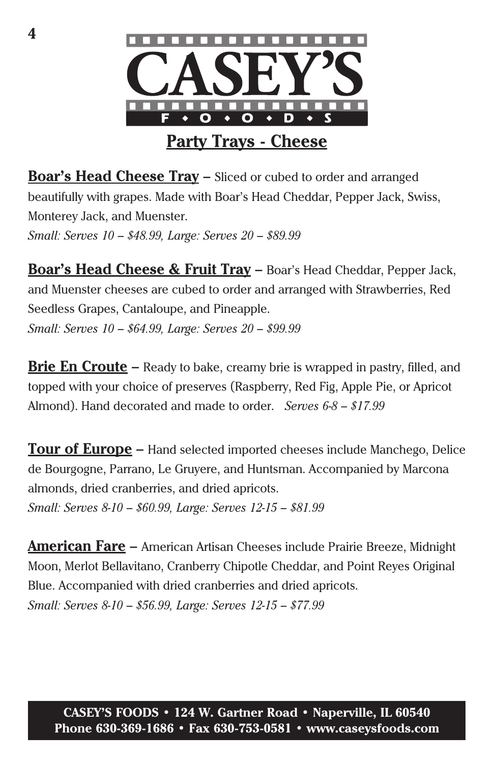# CASEY'S FOODS

## Party Trays - Cheese

**Boar's Head Cheese Tray** – Sliced or cubed to order and arranged beautifully with grapes. Made with Boar's Head Cheddar, Pepper Jack, Swiss, Monterey Jack, and Muenster.
*Small: Serves 10 – $48.99, Large: Serves 20 – $89.99*

**Boar's Head Cheese & Fruit Tray** – Boar's Head Cheddar, Pepper Jack, and Muenster cheeses are cubed to order and arranged with Strawberries, Red Seedless Grapes, Cantaloupe, and Pineapple.
*Small: Serves 10 – $64.99, Large: Serves 20 – $99.99*

**Brie En Croute** – Ready to bake, creamy brie is wrapped in pastry, filled, and topped with your choice of preserves (Raspberry, Red Fig, Apple Pie, or Apricot Almond). Hand decorated and made to order. *Serves 6-8 – $17.99*

**Tour of Europe** – Hand selected imported cheeses include Manchego, Delice de Bourgogne, Parrano, Le Gruyere, and Huntsman. Accompanied by Marcona almonds, dried cranberries, and dried apricots.
*Small: Serves 8-10 – $60.99, Large: Serves 12-15 – $81.99*

**American Fare** – American Artisan Cheeses include Prairie Breeze, Midnight Moon, Merlot Bellavitano, Cranberry Chipotle Cheddar, and Point Reyes Original Blue. Accompanied with dried cranberries and dried apricots.
*Small: Serves 8-10 – $56.99, Large: Serves 12-15 – $77.99*

**CASEY'S FOODS • 124 W. Gartner Road • Naperville, IL 60540**
**Phone 630-369-1686 • Fax 630-753-0581 • www.caseysfoods.com**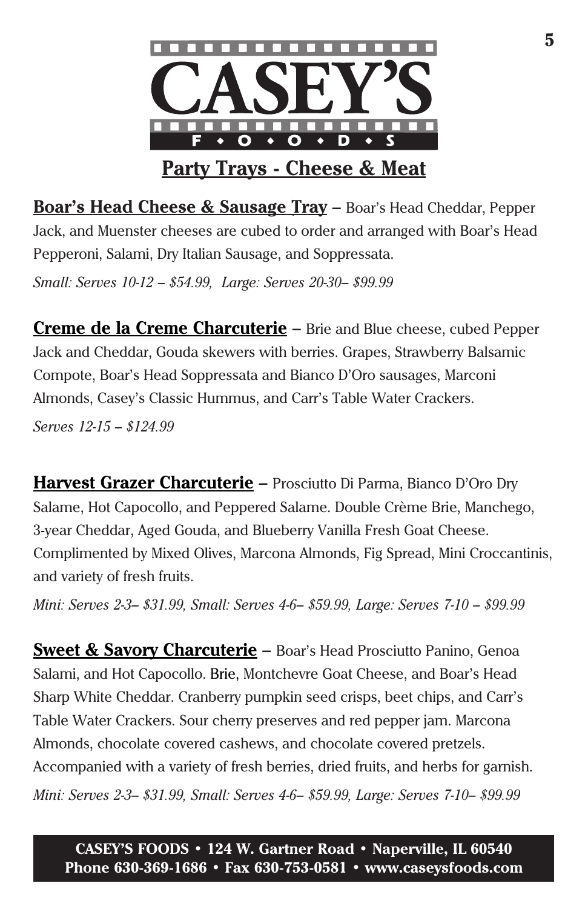# CASEY'S FOODS

## Party Trays - Cheese & Meat

**Boar's Head Cheese & Sausage Tray** – Boar's Head Cheddar, Pepper Jack, and Muenster cheeses are cubed to order and arranged with Boar's Head Pepperoni, Salami, Dry Italian Sausage, and Soppressata.

*Small: Serves 10-12 – $54.99, Large: Serves 20-30– $99.99*

**Creme de la Creme Charcuterie** – Brie and Blue cheese, cubed Pepper Jack and Cheddar, Gouda skewers with berries. Grapes, Strawberry Balsamic Compote, Boar's Head Soppressata and Bianco D'Oro sausages, Marconi Almonds, Casey's Classic Hummus, and Carr's Table Water Crackers.

*Serves 12-15 – $124.99*

**Harvest Grazer Charcuterie** – Prosciutto Di Parma, Bianco D'Oro Dry Salame, Hot Capocollo, and Peppered Salame. Double Crème Brie, Manchego, 3-year Cheddar, Aged Gouda, and Blueberry Vanilla Fresh Goat Cheese. Complimented by Mixed Olives, Marcona Almonds, Fig Spread, Mini Croccantinis, and variety of fresh fruits.

*Mini: Serves 2-3– $31.99, Small: Serves 4-6– $59.99, Large: Serves 7-10 – $99.99*

**Sweet & Savory Charcuterie** – Boar's Head Prosciutto Panino, Genoa Salami, and Hot Capocollo. Brie, Montchevre Goat Cheese, and Boar's Head Sharp White Cheddar. Cranberry pumpkin seed crisps, beet chips, and Carr's Table Water Crackers. Sour cherry preserves and red pepper jam. Marcona Almonds, chocolate covered cashews, and chocolate covered pretzels. Accompanied with a variety of fresh berries, dried fruits, and herbs for garnish.

*Mini: Serves 2-3– $31.99, Small: Serves 4-6– $59.99, Large: Serves 7-10– $99.99*

**CASEY'S FOODS • 124 W. Gartner Road • Naperville, IL 60540**
**Phone 630-369-1686 • Fax 630-753-0581 • www.caseysfoods.com**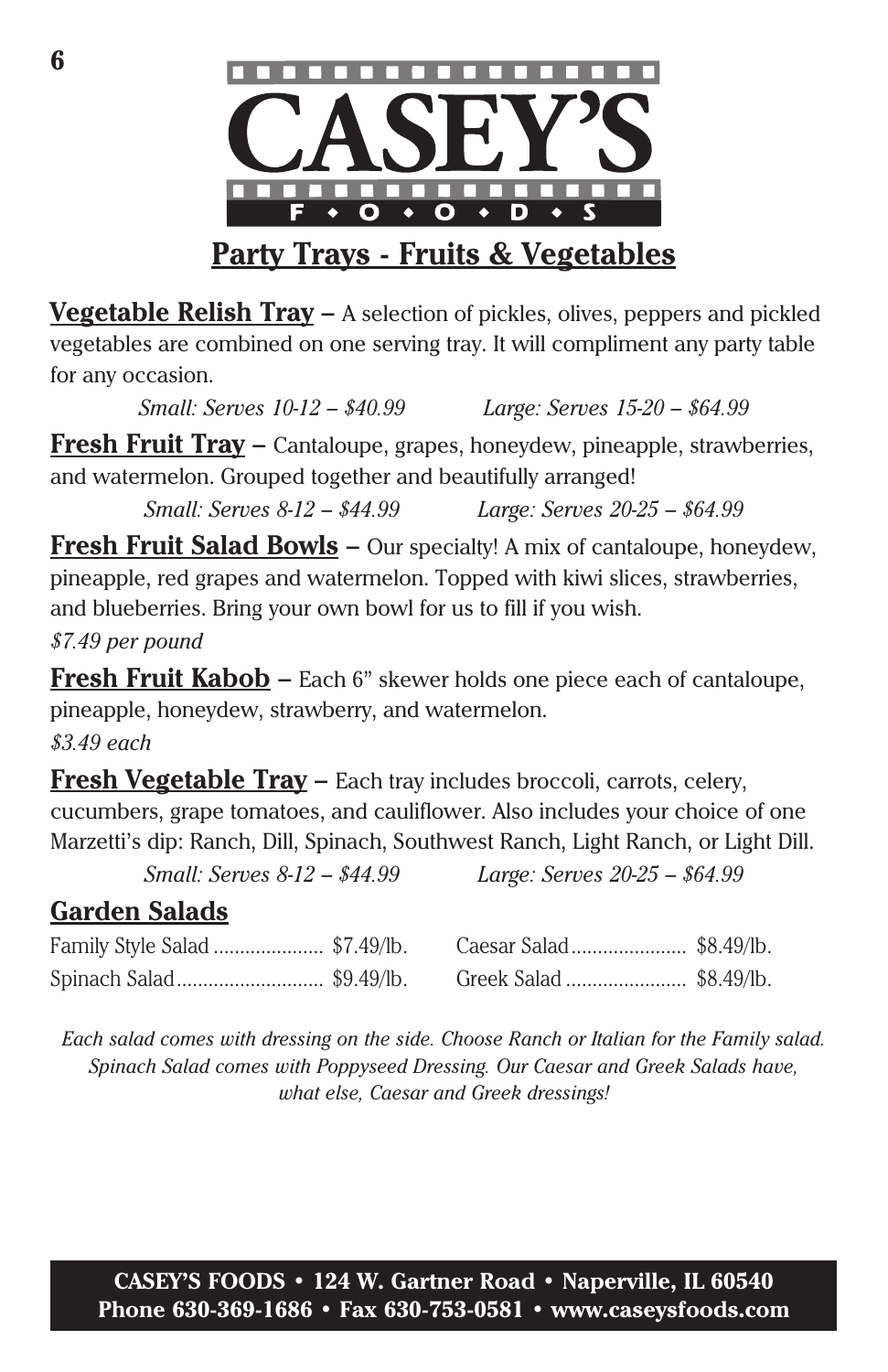# CASEY'S FOODS

## Party Trays - Fruits & Vegetables

**Vegetable Relish Tray** – A selection of pickles, olives, peppers and pickled vegetables are combined on one serving tray. It will compliment any party table for any occasion.

*Small: Serves 10-12 – $40.99* *Large: Serves 15-20 – $64.99*

**Fresh Fruit Tray** – Cantaloupe, grapes, honeydew, pineapple, strawberries, and watermelon. Grouped together and beautifully arranged!

*Small: Serves 8-12 – $44.99* *Large: Serves 20-25 – $64.99*

**Fresh Fruit Salad Bowls** – Our specialty! A mix of cantaloupe, honeydew, pineapple, red grapes and watermelon. Topped with kiwi slices, strawberries, and blueberries. Bring your own bowl for us to fill if you wish.

*$7.49 per pound*

**Fresh Fruit Kabob** – Each 6" skewer holds one piece each of cantaloupe, pineapple, honeydew, strawberry, and watermelon.

*$3.49 each*

**Fresh Vegetable Tray** – Each tray includes broccoli, carrots, celery, cucumbers, grape tomatoes, and cauliflower. Also includes your choice of one Marzetti's dip: Ranch, Dill, Spinach, Southwest Ranch, Light Ranch, or Light Dill.

*Small: Serves 8-12 – $44.99* *Large: Serves 20-25 – $64.99*

### Garden Salads

| Salad | Price | Salad | Price |
|---|---|---|---|
| Family Style Salad | $7.49/lb. | Caesar Salad | $8.49/lb. |
| Spinach Salad | $9.49/lb. | Greek Salad | $8.49/lb. |

*Each salad comes with dressing on the side. Choose Ranch or Italian for the Family salad. Spinach Salad comes with Poppyseed Dressing. Our Caesar and Greek Salads have, what else, Caesar and Greek dressings!*

**CASEY'S FOODS • 124 W. Gartner Road • Naperville, IL 60540**
**Phone 630-369-1686 • Fax 630-753-0581 • www.caseysfoods.com**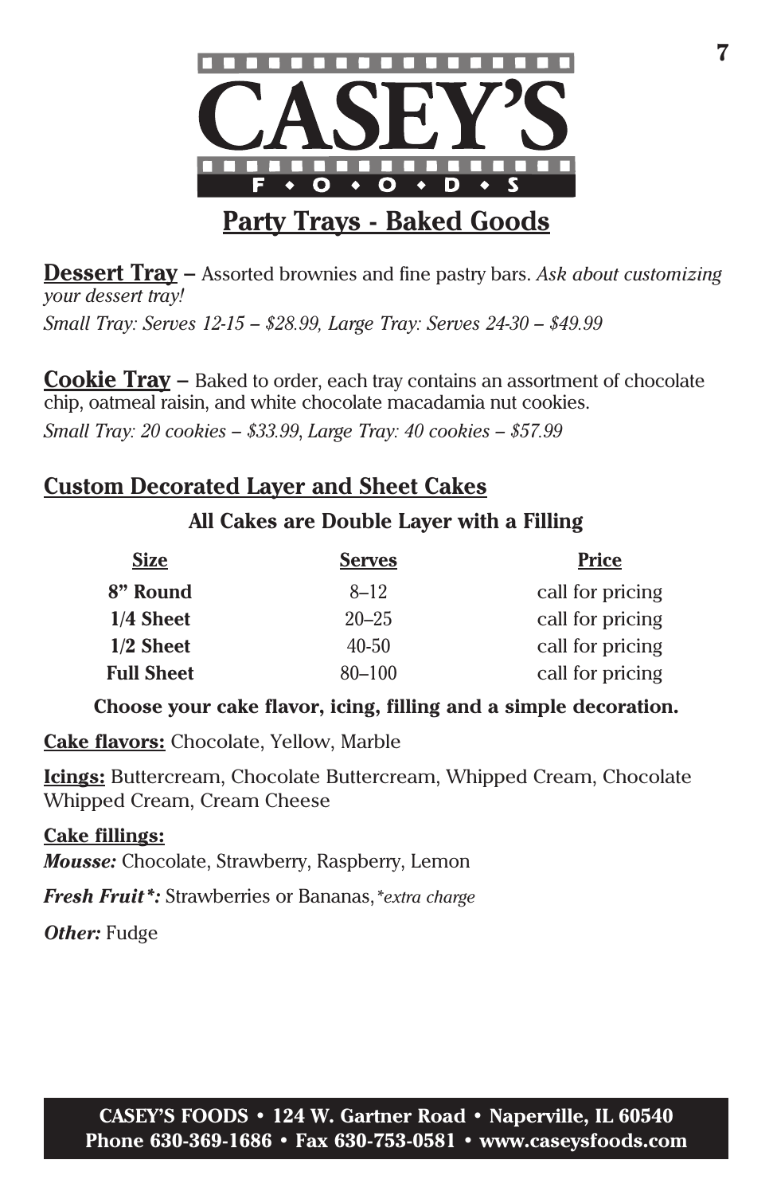# CASEY'S FOODS

## Party Trays - Baked Goods

**Dessert Tray** – Assorted brownies and fine pastry bars. *Ask about customizing your dessert tray!*
*Small Tray: Serves 12-15 – $28.99, Large Tray: Serves 24-30 – $49.99*

**Cookie Tray** – Baked to order, each tray contains an assortment of chocolate chip, oatmeal raisin, and white chocolate macadamia nut cookies.
*Small Tray: 20 cookies – $33.99, Large Tray: 40 cookies – $57.99*

### Custom Decorated Layer and Sheet Cakes

**All Cakes are Double Layer with a Filling**

| Size | Serves | Price |
|---|---|---|
| **8" Round** | 8–12 | call for pricing |
| **1/4 Sheet** | 20–25 | call for pricing |
| **1/2 Sheet** | 40-50 | call for pricing |
| **Full Sheet** | 80–100 | call for pricing |

**Choose your cake flavor, icing, filling and a simple decoration.**

**Cake flavors:** Chocolate, Yellow, Marble

**Icings:** Buttercream, Chocolate Buttercream, Whipped Cream, Chocolate Whipped Cream, Cream Cheese

**Cake fillings:**

***Mousse:*** Chocolate, Strawberry, Raspberry, Lemon

***Fresh Fruit*:*** Strawberries or Bananas, *\*extra charge*

***Other:*** Fudge

**CASEY'S FOODS • 124 W. Gartner Road • Naperville, IL 60540**
**Phone 630-369-1686 • Fax 630-753-0581 • www.caseysfoods.com**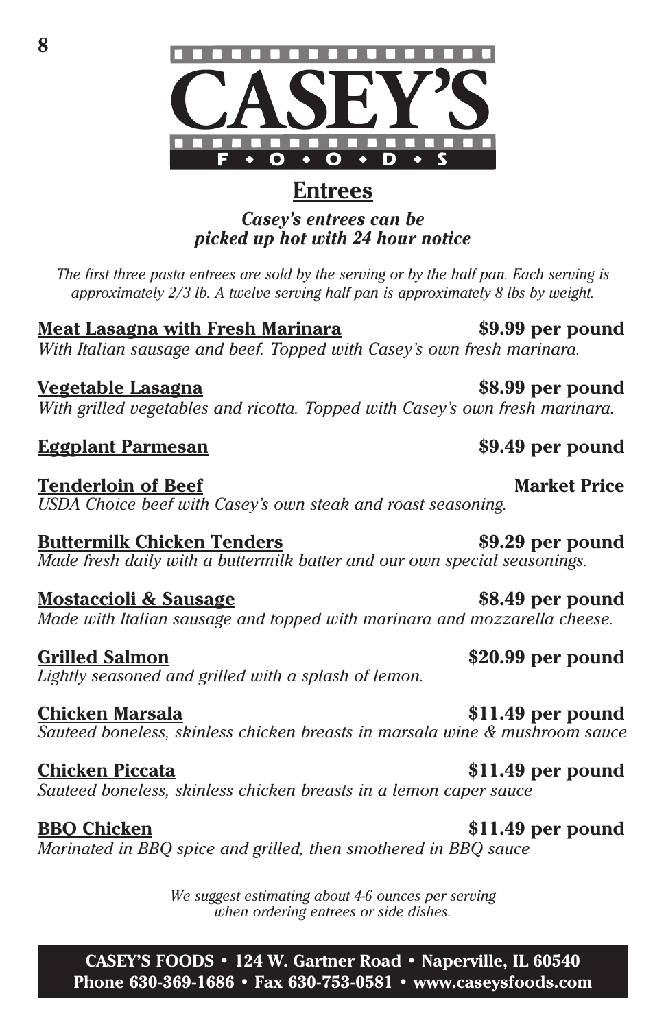# CASEY'S

F • O • O • D • S

## Entrees

***Casey's entrees can be picked up hot with 24 hour notice***

*The first three pasta entrees are sold by the serving or by the half pan. Each serving is approximately 2/3 lb. A twelve serving half pan is approximately 8 lbs by weight.*

**Meat Lasagna with Fresh Marinara** — **$9.99 per pound**
*With Italian sausage and beef. Topped with Casey's own fresh marinara.*

**Vegetable Lasagna** — **$8.99 per pound**
*With grilled vegetables and ricotta. Topped with Casey's own fresh marinara.*

**Eggplant Parmesan** — **$9.49 per pound**

**Tenderloin of Beef** — **Market Price**
*USDA Choice beef with Casey's own steak and roast seasoning.*

**Buttermilk Chicken Tenders** — **$9.29 per pound**
*Made fresh daily with a buttermilk batter and our own special seasonings.*

**Mostaccioli & Sausage** — **$8.49 per pound**
*Made with Italian sausage and topped with marinara and mozzarella cheese.*

**Grilled Salmon** — **$20.99 per pound**
*Lightly seasoned and grilled with a splash of lemon.*

**Chicken Marsala** — **$11.49 per pound**
*Sauteed boneless, skinless chicken breasts in marsala wine & mushroom sauce*

**Chicken Piccata** — **$11.49 per pound**
*Sauteed boneless, skinless chicken breasts in a lemon caper sauce*

**BBQ Chicken** — **$11.49 per pound**
*Marinated in BBQ spice and grilled, then smothered in BBQ sauce*

*We suggest estimating about 4-6 ounces per serving when ordering entrees or side dishes.*

**CASEY'S FOODS • 124 W. Gartner Road • Naperville, IL 60540**
**Phone 630-369-1686 • Fax 630-753-0581 • www.caseysfoods.com**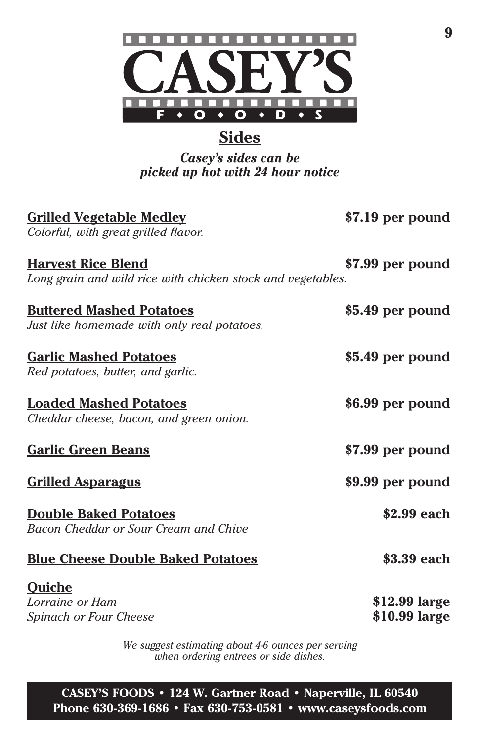# CASEY'S FOODS

## Sides

***Casey's sides can be picked up hot with 24 hour notice***

**Grilled Vegetable Medley** — **$7.19 per pound**
*Colorful, with great grilled flavor.*

**Harvest Rice Blend** — **$7.99 per pound**
*Long grain and wild rice with chicken stock and vegetables.*

**Buttered Mashed Potatoes** — **$5.49 per pound**
*Just like homemade with only real potatoes.*

**Garlic Mashed Potatoes** — **$5.49 per pound**
*Red potatoes, butter, and garlic.*

**Loaded Mashed Potatoes** — **$6.99 per pound**
*Cheddar cheese, bacon, and green onion.*

**Garlic Green Beans** — **$7.99 per pound**

**Grilled Asparagus** — **$9.99 per pound**

**Double Baked Potatoes** — **$2.99 each**
*Bacon Cheddar or Sour Cream and Chive*

**Blue Cheese Double Baked Potatoes** — **$3.39 each**

**Quiche**
*Lorraine or Ham* — **$12.99 large**
*Spinach or Four Cheese* — **$10.99 large**

*We suggest estimating about 4-6 ounces per serving when ordering entrees or side dishes.*

**CASEY'S FOODS • 124 W. Gartner Road • Naperville, IL 60540**
**Phone 630-369-1686 • Fax 630-753-0581 • www.caseysfoods.com**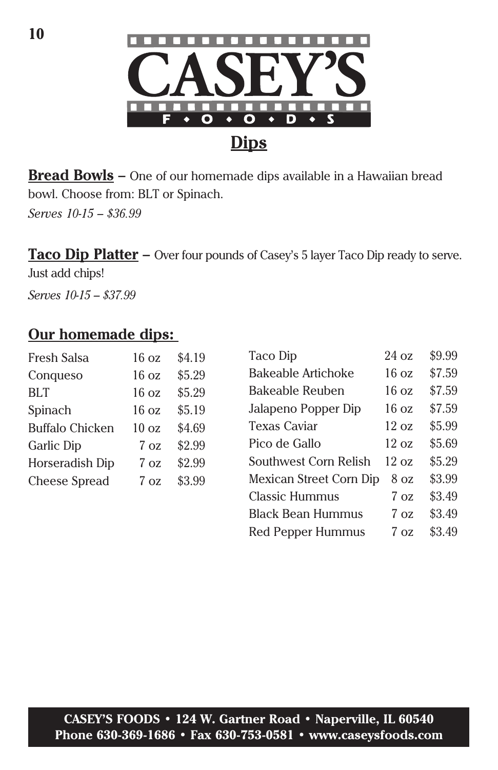# CASEY'S FOODS

## Dips

**Bread Bowls** – One of our homemade dips available in a Hawaiian bread bowl. Choose from: BLT or Spinach.
*Serves 10-15 – $36.99*

**Taco Dip Platter** – Over four pounds of Casey's 5 layer Taco Dip ready to serve. Just add chips!
*Serves 10-15 – $37.99*

### Our homemade dips:

| Dip | Size | Price |
|---|---|---|
| Fresh Salsa | 16 oz | $4.19 |
| Conqueso | 16 oz | $5.29 |
| BLT | 16 oz | $5.29 |
| Spinach | 16 oz | $5.19 |
| Buffalo Chicken | 10 oz | $4.69 |
| Garlic Dip | 7 oz | $2.99 |
| Horseradish Dip | 7 oz | $2.99 |
| Cheese Spread | 7 oz | $3.99 |
| Taco Dip | 24 oz | $9.99 |
| Bakeable Artichoke | 16 oz | $7.59 |
| Bakeable Reuben | 16 oz | $7.59 |
| Jalapeno Popper Dip | 16 oz | $7.59 |
| Texas Caviar | 12 oz | $5.99 |
| Pico de Gallo | 12 oz | $5.69 |
| Southwest Corn Relish | 12 oz | $5.29 |
| Mexican Street Corn Dip | 8 oz | $3.99 |
| Classic Hummus | 7 oz | $3.49 |
| Black Bean Hummus | 7 oz | $3.49 |
| Red Pepper Hummus | 7 oz | $3.49 |

**CASEY'S FOODS • 124 W. Gartner Road • Naperville, IL 60540**
**Phone 630-369-1686 • Fax 630-753-0581 • www.caseysfoods.com**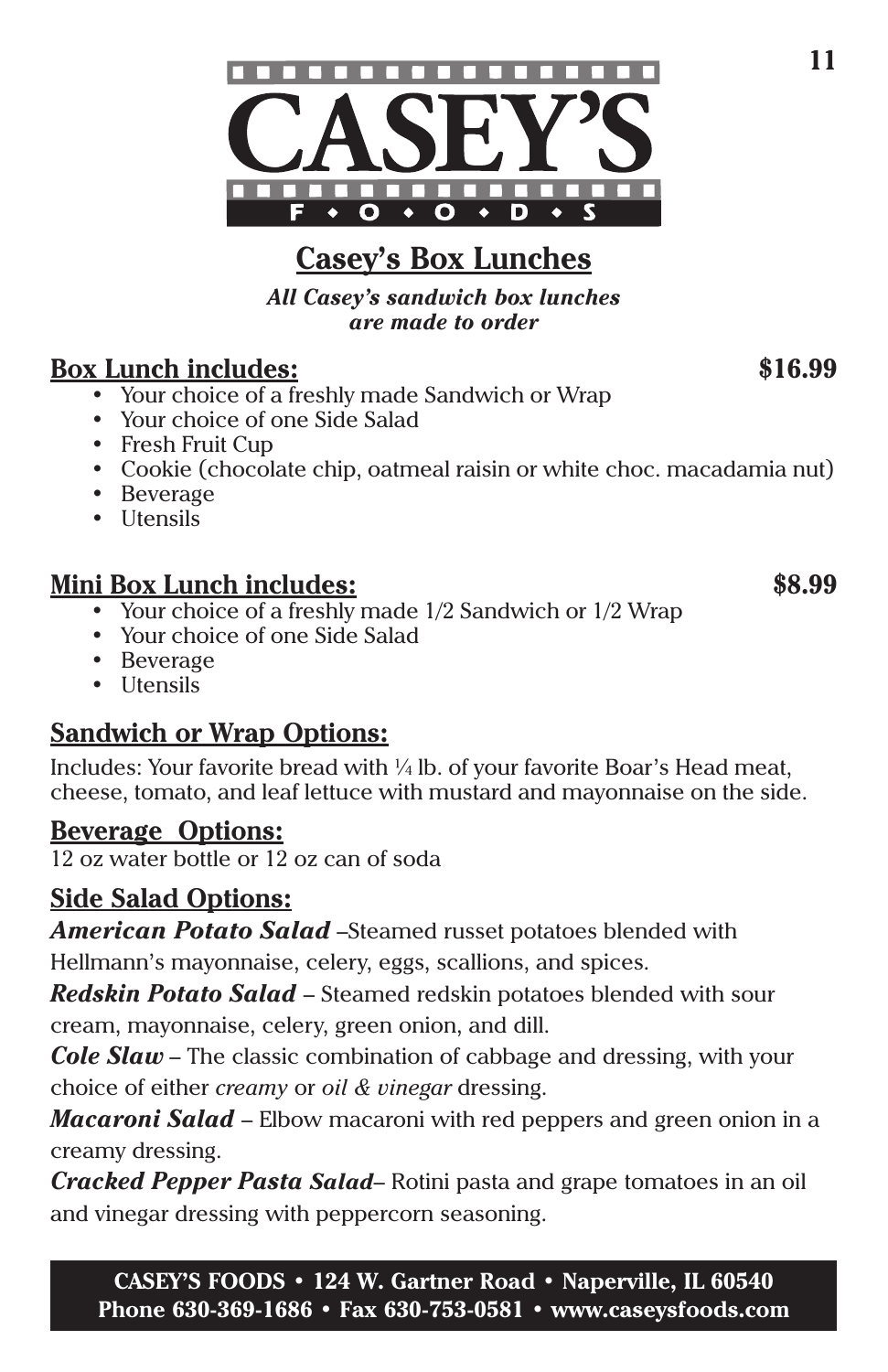# CASEY'S FOODS

## Casey's Box Lunches

***All Casey's sandwich box lunches are made to order***

### Box Lunch includes: $16.99

- Your choice of a freshly made Sandwich or Wrap
- Your choice of one Side Salad
- Fresh Fruit Cup
- Cookie (chocolate chip, oatmeal raisin or white choc. macadamia nut)
- Beverage
- Utensils

### Mini Box Lunch includes: $8.99

- Your choice of a freshly made 1/2 Sandwich or 1/2 Wrap
- Your choice of one Side Salad
- Beverage
- Utensils

### Sandwich or Wrap Options:

Includes: Your favorite bread with ¼ lb. of your favorite Boar's Head meat, cheese, tomato, and leaf lettuce with mustard and mayonnaise on the side.

### Beverage Options:

12 oz water bottle or 12 oz can of soda

### Side Salad Options:

***American Potato Salad*** –Steamed russet potatoes blended with Hellmann's mayonnaise, celery, eggs, scallions, and spices.

***Redskin Potato Salad*** – Steamed redskin potatoes blended with sour cream, mayonnaise, celery, green onion, and dill.

***Cole Slaw*** – The classic combination of cabbage and dressing, with your choice of either *creamy* or *oil & vinegar* dressing.

***Macaroni Salad*** – Elbow macaroni with red peppers and green onion in a creamy dressing.

***Cracked Pepper Pasta Salad***– Rotini pasta and grape tomatoes in an oil and vinegar dressing with peppercorn seasoning.

**CASEY'S FOODS • 124 W. Gartner Road • Naperville, IL 60540**
**Phone 630-369-1686 • Fax 630-753-0581 • www.caseysfoods.com**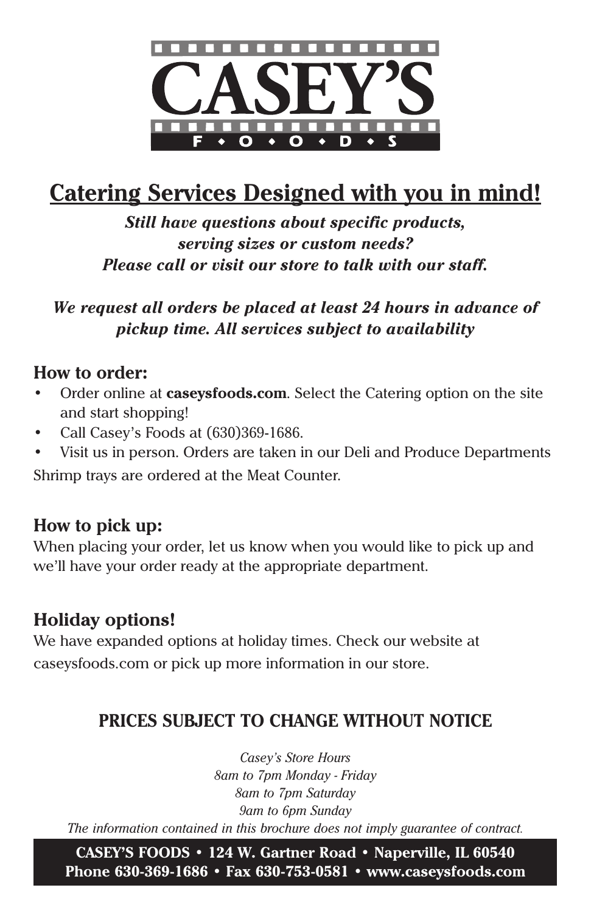# CASEY'S

F • O • O • D • S

## Catering Services Designed with you in mind!

***Still have questions about specific products, serving sizes or custom needs? Please call or visit our store to talk with our staff.***

***We request all orders be placed at least 24 hours in advance of pickup time. All services subject to availability***

### How to order:

- Order online at **caseysfoods.com**. Select the Catering option on the site and start shopping!
- Call Casey's Foods at (630)369-1686.
- Visit us in person. Orders are taken in our Deli and Produce Departments

Shrimp trays are ordered at the Meat Counter.

### How to pick up:

When placing your order, let us know when you would like to pick up and we'll have your order ready at the appropriate department.

### Holiday options!

We have expanded options at holiday times. Check our website at caseysfoods.com or pick up more information in our store.

**PRICES SUBJECT TO CHANGE WITHOUT NOTICE**

*Casey's Store Hours*
*8am to 7pm Monday - Friday*
*8am to 7pm Saturday*
*9am to 6pm Sunday*

*The information contained in this brochure does not imply guarantee of contract.*

**CASEY'S FOODS • 124 W. Gartner Road • Naperville, IL 60540**
**Phone 630-369-1686 • Fax 630-753-0581 • www.caseysfoods.com**